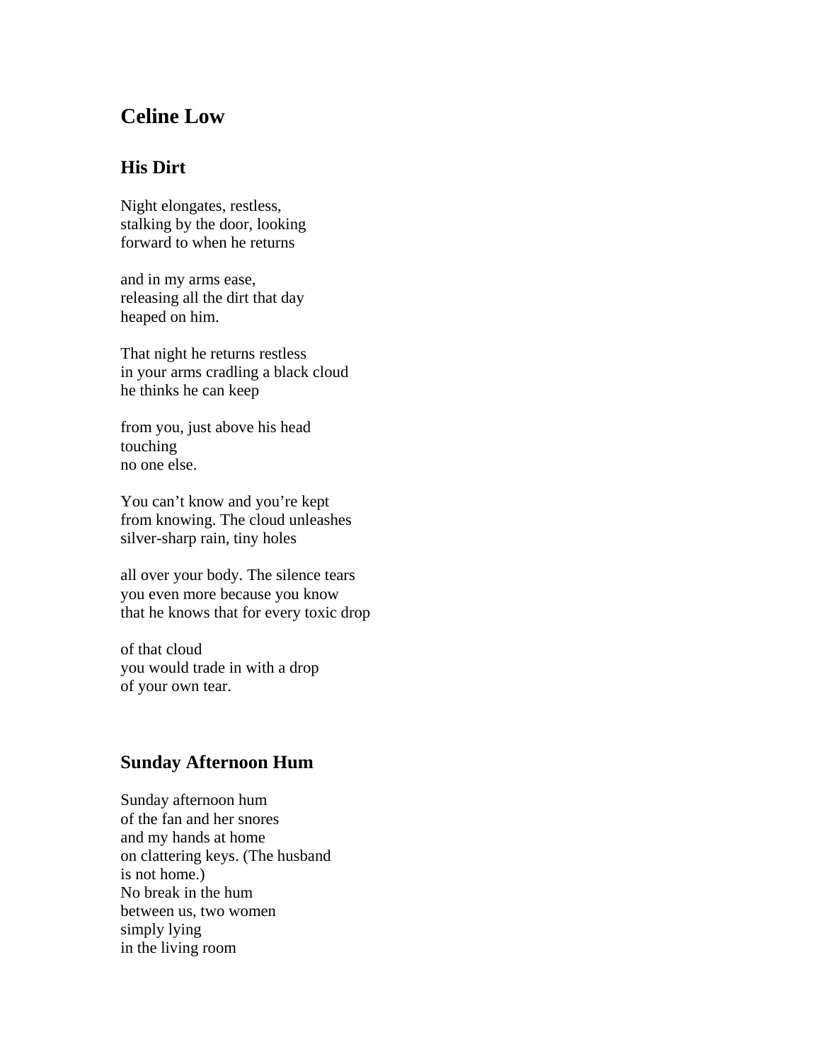# Celine Low

## His Dirt

Night elongates, restless,
stalking by the door, looking
forward to when he returns

and in my arms ease,
releasing all the dirt that day
heaped on him.

That night he returns restless
in your arms cradling a black cloud
he thinks he can keep

from you, just above his head
touching
no one else.

You can't know and you're kept
from knowing. The cloud unleashes
silver-sharp rain, tiny holes

all over your body. The silence tears
you even more because you know
that he knows that for every toxic drop

of that cloud
you would trade in with a drop
of your own tear.

## Sunday Afternoon Hum

Sunday afternoon hum
of the fan and her snores
and my hands at home
on clattering keys. (The husband
is not home.)
No break in the hum
between us, two women
simply lying
in the living room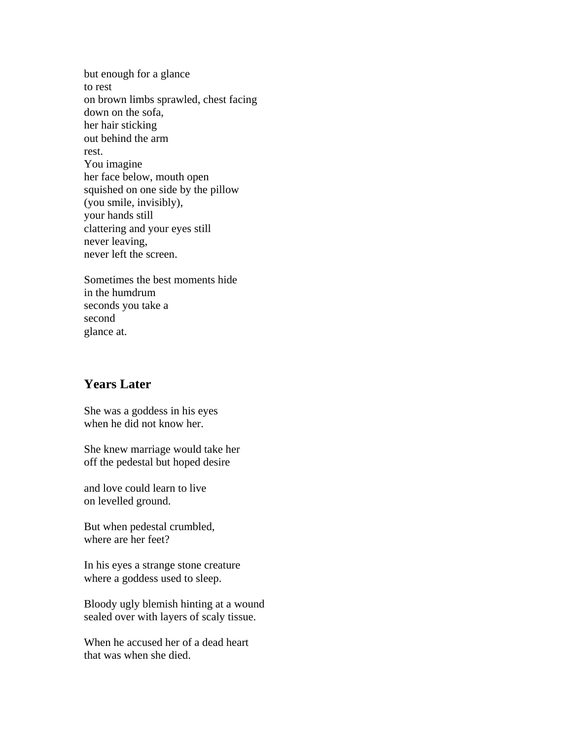but enough for a glance  
to rest  
on brown limbs sprawled, chest facing  
down on the sofa,  
her hair sticking  
out behind the arm  
rest.  
You imagine  
her face below, mouth open  
squished on one side by the pillow  
(you smile, invisibly),  
your hands still  
clattering and your eyes still  
never leaving,  
never left the screen.

Sometimes the best moments hide  
in the humdrum  
seconds you take a  
second  
glance at.

## Years Later

She was a goddess in his eyes  
when he did not know her.

She knew marriage would take her  
off the pedestal but hoped desire

and love could learn to live  
on levelled ground.

But when pedestal crumbled,  
where are her feet?

In his eyes a strange stone creature  
where a goddess used to sleep.

Bloody ugly blemish hinting at a wound  
sealed over with layers of scaly tissue.

When he accused her of a dead heart  
that was when she died.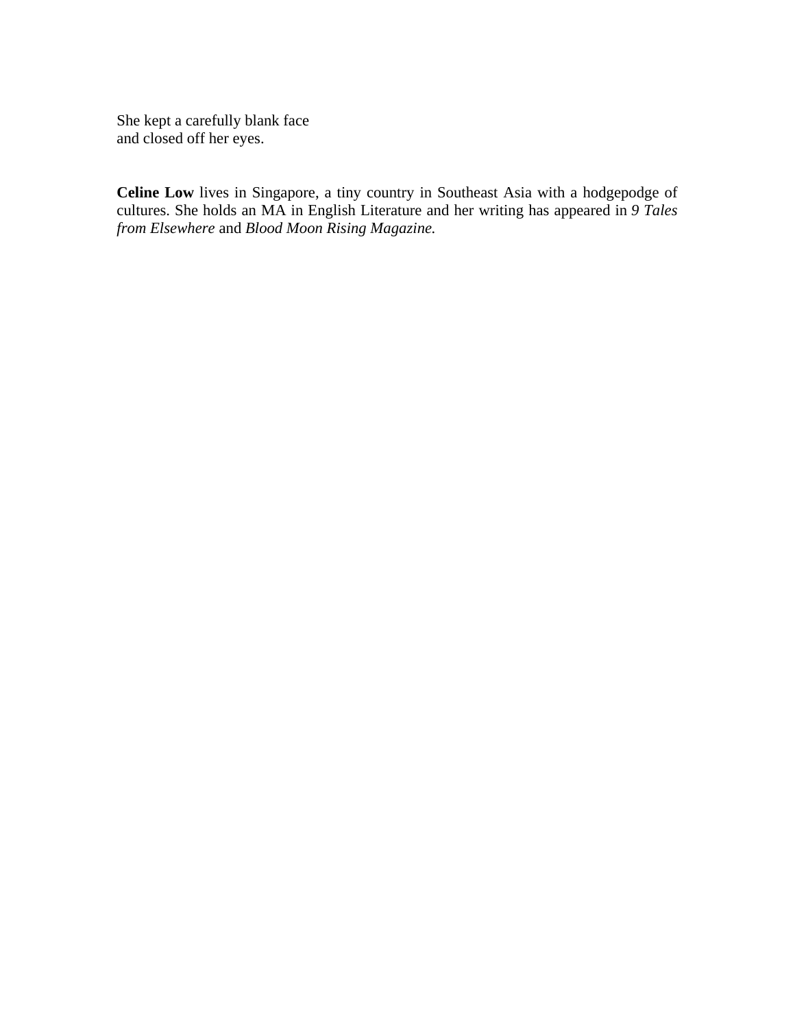She kept a carefully blank face  
and closed off her eyes.

**Celine Low** lives in Singapore, a tiny country in Southeast Asia with a hodgepodge of cultures. She holds an MA in English Literature and her writing has appeared in *9 Tales from Elsewhere* and *Blood Moon Rising Magazine.*